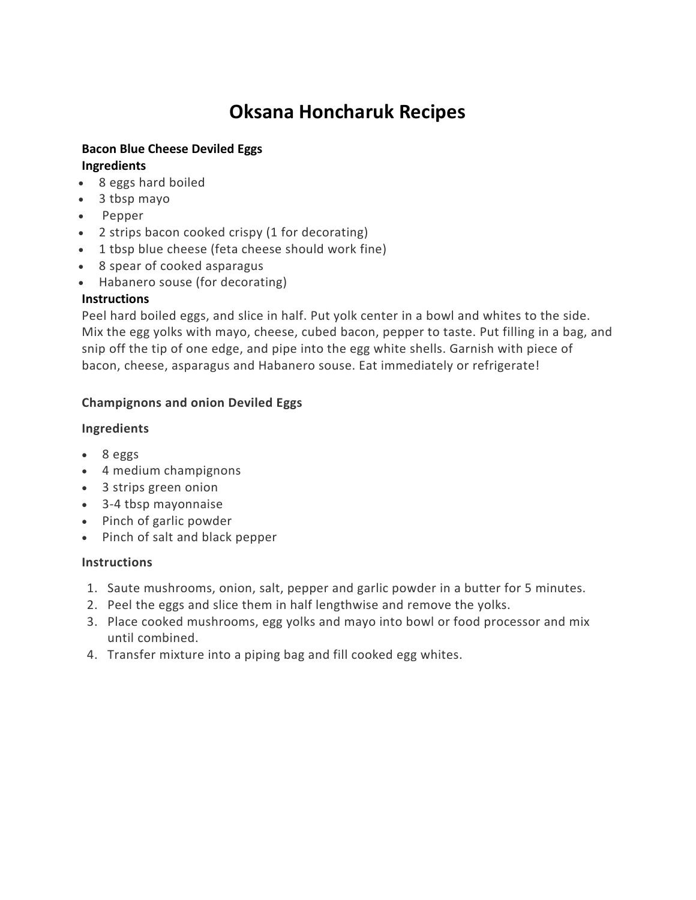# Oksana Honcharuk Recipes

**Bacon Blue Cheese Deviled Eggs**

**Ingredients**

- 8 eggs hard boiled
- 3 tbsp mayo
- Pepper
- 2 strips bacon cooked crispy (1 for decorating)
- 1 tbsp blue cheese (feta cheese should work fine)
- 8 spear of cooked asparagus
- Habanero souse (for decorating)

**Instructions**

Peel hard boiled eggs, and slice in half. Put yolk center in a bowl and whites to the side. Mix the egg yolks with mayo, cheese, cubed bacon, pepper to taste. Put filling in a bag, and snip off the tip of one edge, and pipe into the egg white shells. Garnish with piece of bacon, cheese, asparagus and Habanero souse. Eat immediately or refrigerate!

**Champignons and onion Deviled Eggs**

**Ingredients**

- 8 eggs
- 4 medium champignons
- 3 strips green onion
- 3-4 tbsp mayonnaise
- Pinch of garlic powder
- Pinch of salt and black pepper

**Instructions**

1. Saute mushrooms, onion, salt, pepper and garlic powder in a butter for 5 minutes.
2. Peel the eggs and slice them in half lengthwise and remove the yolks.
3. Place cooked mushrooms, egg yolks and mayo into bowl or food processor and mix until combined.
4. Transfer mixture into a piping bag and fill cooked egg whites.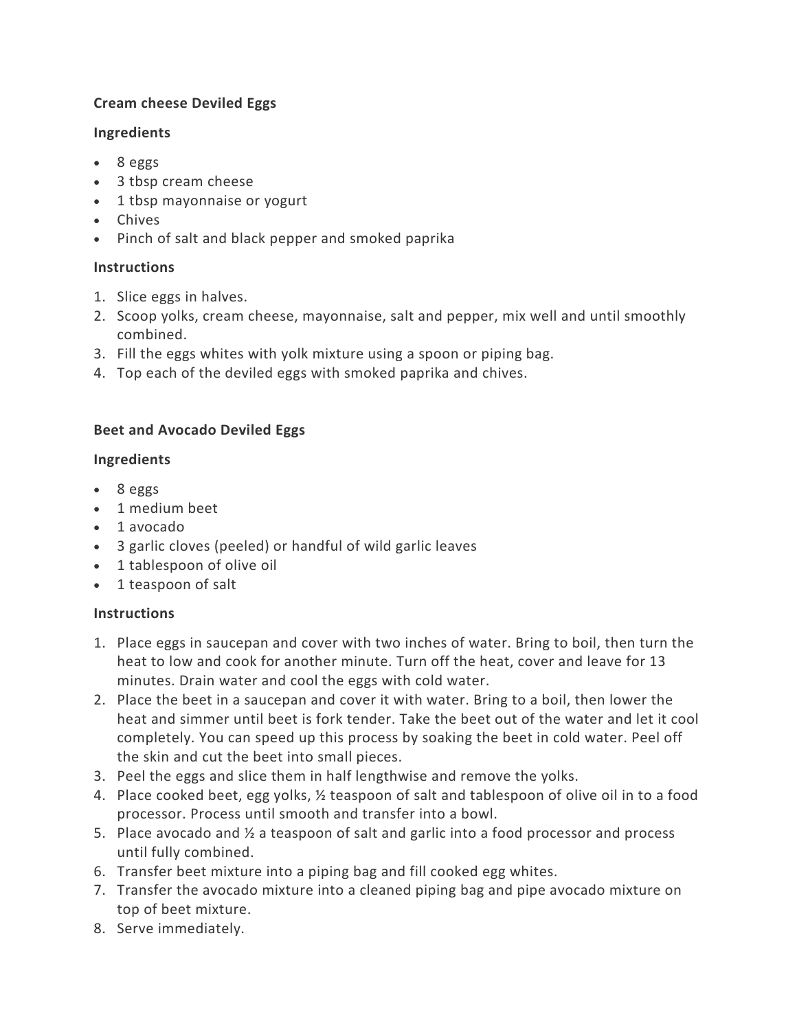**Cream cheese Deviled Eggs**

**Ingredients**

- 8 eggs
- 3 tbsp cream cheese
- 1 tbsp mayonnaise or yogurt
- Chives
- Pinch of salt and black pepper and smoked paprika

**Instructions**

1. Slice eggs in halves.
2. Scoop yolks, cream cheese, mayonnaise, salt and pepper, mix well and until smoothly combined.
3. Fill the eggs whites with yolk mixture using a spoon or piping bag.
4. Top each of the deviled eggs with smoked paprika and chives.

**Beet and Avocado Deviled Eggs**

**Ingredients**

- 8 eggs
- 1 medium beet
- 1 avocado
- 3 garlic cloves (peeled) or handful of wild garlic leaves
- 1 tablespoon of olive oil
- 1 teaspoon of salt

**Instructions**

1. Place eggs in saucepan and cover with two inches of water. Bring to boil, then turn the heat to low and cook for another minute. Turn off the heat, cover and leave for 13 minutes. Drain water and cool the eggs with cold water.
2. Place the beet in a saucepan and cover it with water. Bring to a boil, then lower the heat and simmer until beet is fork tender. Take the beet out of the water and let it cool completely. You can speed up this process by soaking the beet in cold water. Peel off the skin and cut the beet into small pieces.
3. Peel the eggs and slice them in half lengthwise and remove the yolks.
4. Place cooked beet, egg yolks, ½ teaspoon of salt and tablespoon of olive oil in to a food processor. Process until smooth and transfer into a bowl.
5. Place avocado and ½ a teaspoon of salt and garlic into a food processor and process until fully combined.
6. Transfer beet mixture into a piping bag and fill cooked egg whites.
7. Transfer the avocado mixture into a cleaned piping bag and pipe avocado mixture on top of beet mixture.
8. Serve immediately.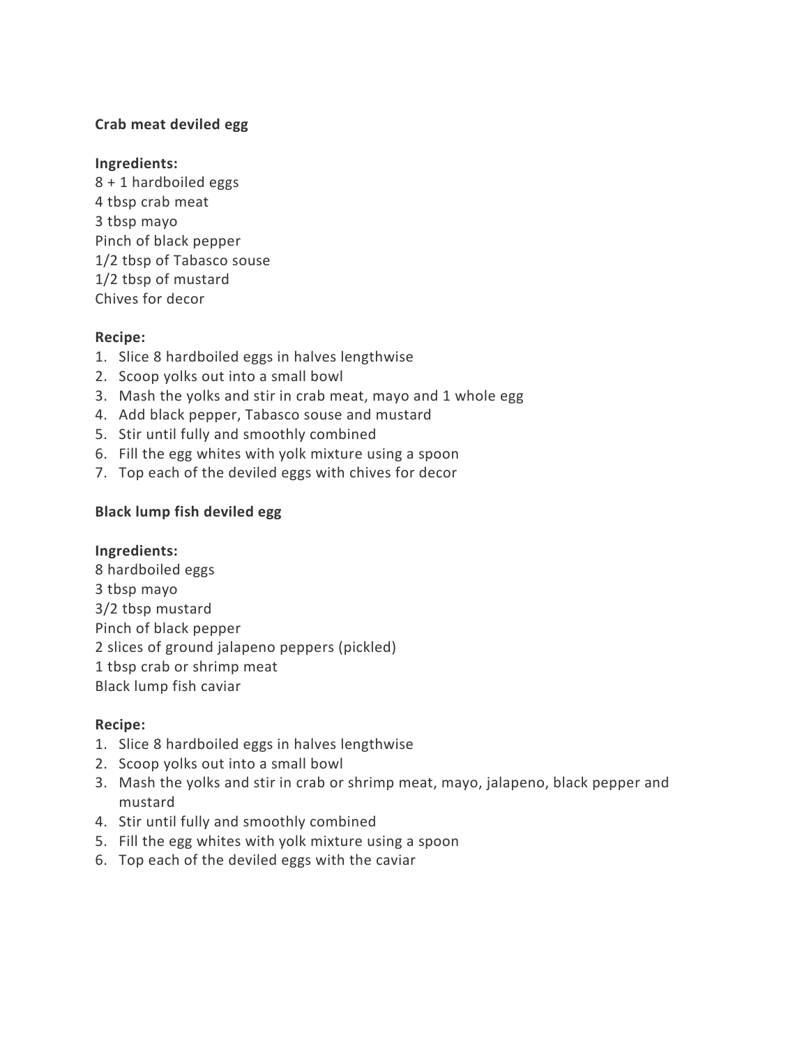**Crab meat deviled egg**

**Ingredients:**
8 + 1 hardboiled eggs
4 tbsp crab meat
3 tbsp mayo
Pinch of black pepper
1/2 tbsp of Tabasco souse
1/2 tbsp of mustard
Chives for decor

**Recipe:**
1. Slice 8 hardboiled eggs in halves lengthwise
2. Scoop yolks out into a small bowl
3. Mash the yolks and stir in crab meat, mayo and 1 whole egg
4. Add black pepper, Tabasco souse and mustard
5. Stir until fully and smoothly combined
6. Fill the egg whites with yolk mixture using a spoon
7. Top each of the deviled eggs with chives for decor

**Black lump fish deviled egg**

**Ingredients:**
8 hardboiled eggs
3 tbsp mayo
3/2 tbsp mustard
Pinch of black pepper
2 slices of ground jalapeno peppers (pickled)
1 tbsp crab or shrimp meat
Black lump fish caviar

**Recipe:**
1. Slice 8 hardboiled eggs in halves lengthwise
2. Scoop yolks out into a small bowl
3. Mash the yolks and stir in crab or shrimp meat, mayo, jalapeno, black pepper and mustard
4. Stir until fully and smoothly combined
5. Fill the egg whites with yolk mixture using a spoon
6. Top each of the deviled eggs with the caviar